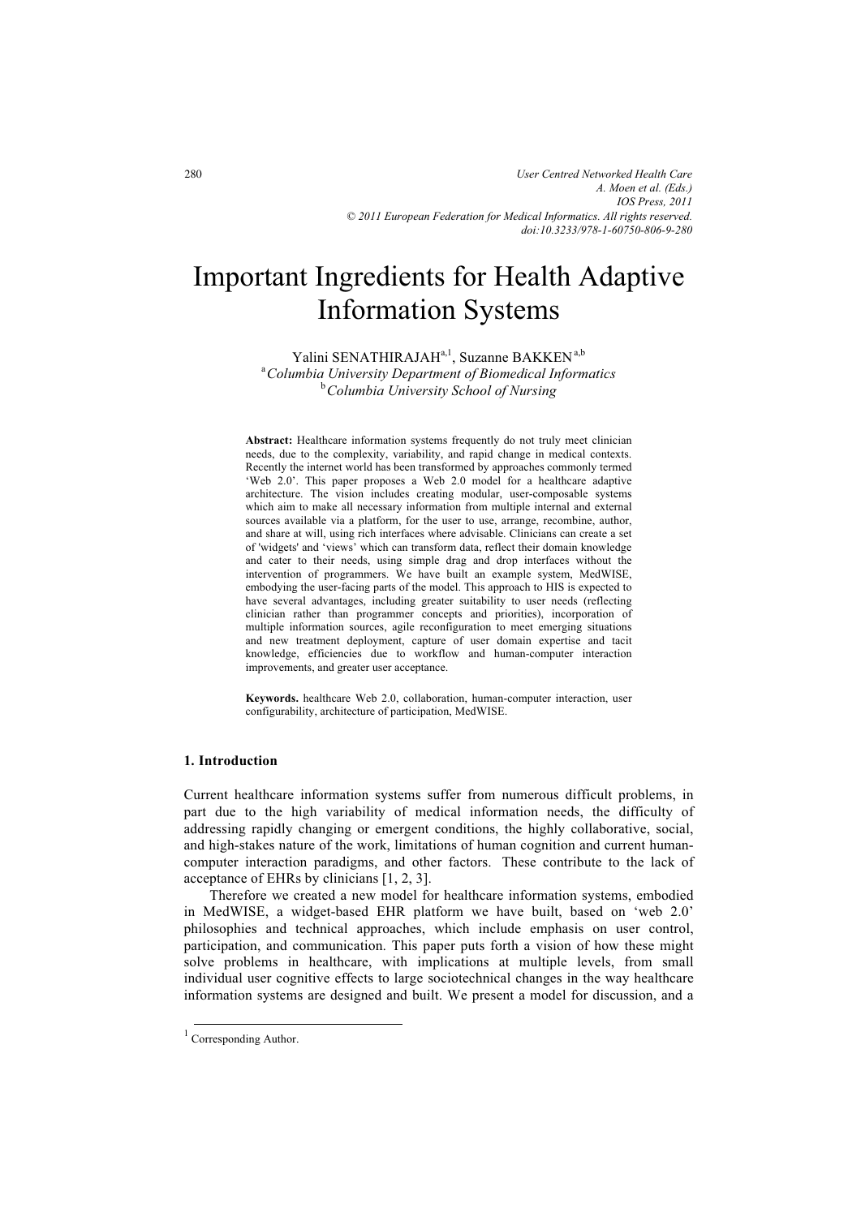# Important Ingredients for Health Adaptive Information Systems

Yalini SENATHIRAJAH[a,1], Suzanne BAKKEN[a,b]

[a] *Columbia University Department of Biomedical Informatics*
[b] *Columbia University School of Nursing*

**Abstract:** Healthcare information systems frequently do not truly meet clinician needs, due to the complexity, variability, and rapid change in medical contexts. Recently the internet world has been transformed by approaches commonly termed 'Web 2.0'. This paper proposes a Web 2.0 model for a healthcare adaptive architecture. The vision includes creating modular, user-composable systems which aim to make all necessary information from multiple internal and external sources available via a platform, for the user to use, arrange, recombine, author, and share at will, using rich interfaces where advisable. Clinicians can create a set of 'widgets' and 'views' which can transform data, reflect their domain knowledge and cater to their needs, using simple drag and drop interfaces without the intervention of programmers. We have built an example system, MedWISE, embodying the user-facing parts of the model. This approach to HIS is expected to have several advantages, including greater suitability to user needs (reflecting clinician rather than programmer concepts and priorities), incorporation of multiple information sources, agile reconfiguration to meet emerging situations and new treatment deployment, capture of user domain expertise and tacit knowledge, efficiencies due to workflow and human-computer interaction improvements, and greater user acceptance.

**Keywords.** healthcare Web 2.0, collaboration, human-computer interaction, user configurability, architecture of participation, MedWISE.

## 1. Introduction

Current healthcare information systems suffer from numerous difficult problems, in part due to the high variability of medical information needs, the difficulty of addressing rapidly changing or emergent conditions, the highly collaborative, social, and high-stakes nature of the work, limitations of human cognition and current human-computer interaction paradigms, and other factors. These contribute to the lack of acceptance of EHRs by clinicians [1, 2, 3].

Therefore we created a new model for healthcare information systems, embodied in MedWISE, a widget-based EHR platform we have built, based on 'web 2.0' philosophies and technical approaches, which include emphasis on user control, participation, and communication. This paper puts forth a vision of how these might solve problems in healthcare, with implications at multiple levels, from small individual user cognitive effects to large sociotechnical changes in the way healthcare information systems are designed and built. We present a model for discussion, and a

[1] Corresponding Author.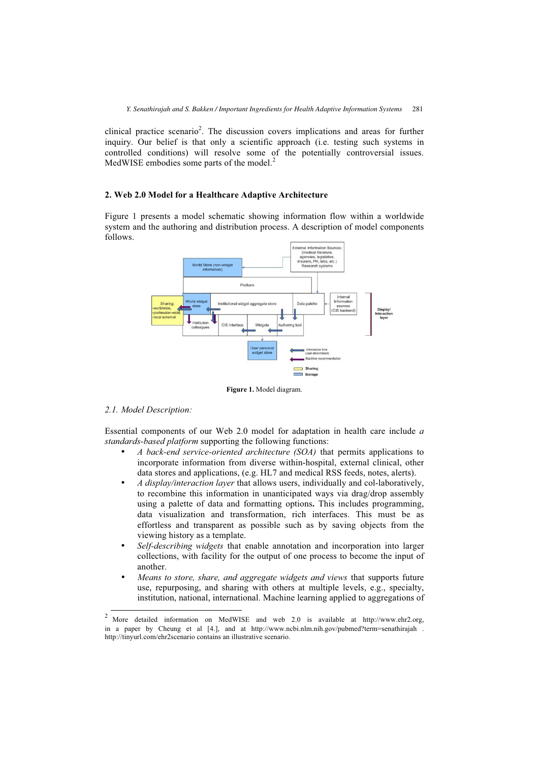clinical practice scenario[2]. The discussion covers implications and areas for further inquiry. Our belief is that only a scientific approach (i.e. testing such systems in controlled conditions) will resolve some of the potentially controversial issues. MedWISE embodies some parts of the model.[2]

## 2. Web 2.0 Model for a Healthcare Adaptive Architecture

Figure 1 presents a model schematic showing information flow within a worldwide system and the authoring and distribution process. A description of model components follows.

**Figure 1.** Model diagram.

### 2.1. Model Description:

Essential components of our Web 2.0 model for adaptation in health care include *a standards-based platform* supporting the following functions:

- *A back-end service-oriented architecture (SOA)* that permits applications to incorporate information from diverse within-hospital, external clinical, other data stores and applications, (e.g. HL7 and medical RSS feeds, notes, alerts).
- *A display/interaction layer* that allows users, individually and col-laboratively, to recombine this information in unanticipated ways via drag/drop assembly using a palette of data and formatting options**.** This includes programming, data visualization and transformation, rich interfaces. This must be as effortless and transparent as possible such as by saving objects from the viewing history as a template.
- *Self-describing widgets* that enable annotation and incorporation into larger collections, with facility for the output of one process to become the input of another.
- *Means to store, share, and aggregate widgets and views* that supports future use, repurposing, and sharing with others at multiple levels, e.g., specialty, institution, national, international. Machine learning applied to aggregations of

---

[2] More detailed information on MedWISE and web 2.0 is available at http://www.ehr2.org, in a paper by Cheung et al [4.], and at http://www.ncbi.nlm.nih.gov/pubmed?term=senathirajah . http://tinyurl.com/ehr2scenario contains an illustrative scenario.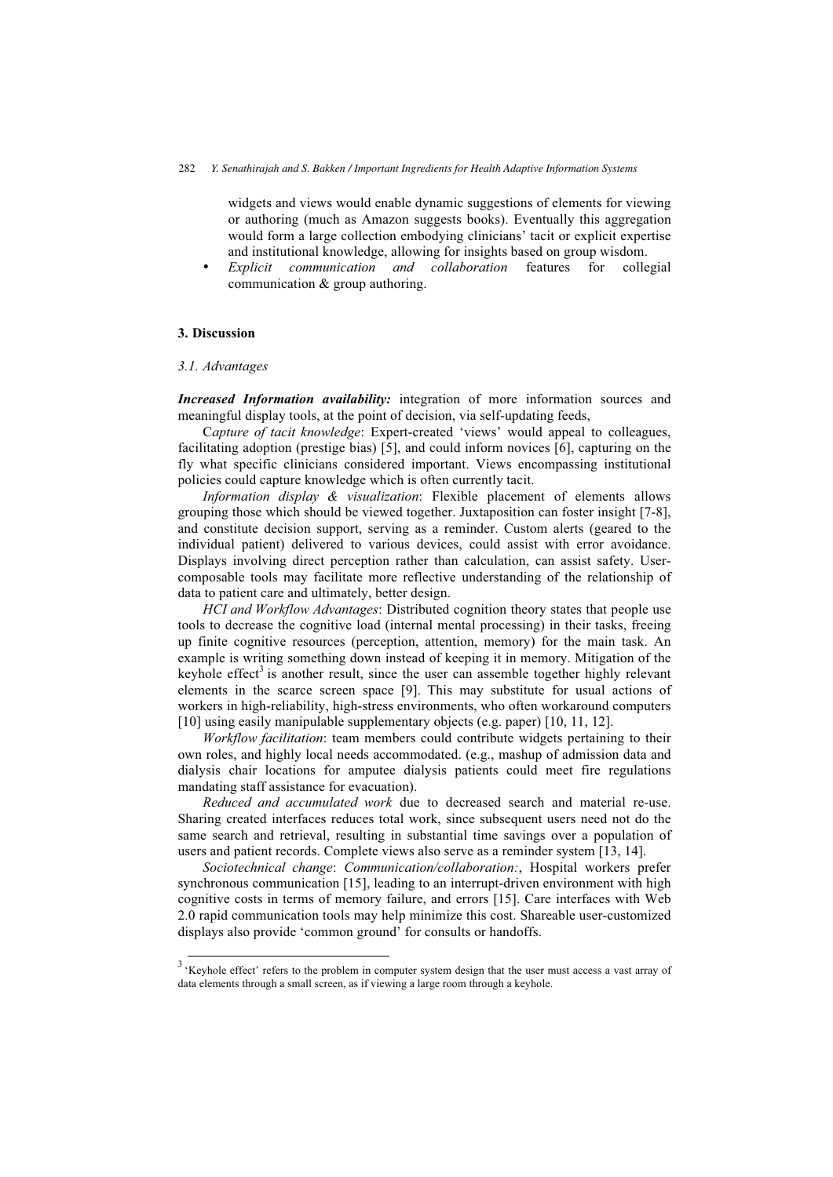widgets and views would enable dynamic suggestions of elements for viewing or authoring (much as Amazon suggests books). Eventually this aggregation would form a large collection embodying clinicians' tacit or explicit expertise and institutional knowledge, allowing for insights based on group wisdom.
- *Explicit communication and collaboration* features for collegial communication & group authoring.

## 3. Discussion

### 3.1. Advantages

***Increased Information availability:*** integration of more information sources and meaningful display tools, at the point of decision, via self-updating feeds,

C*apture of tacit knowledge*: Expert-created 'views' would appeal to colleagues, facilitating adoption (prestige bias) [5], and could inform novices [6], capturing on the fly what specific clinicians considered important. Views encompassing institutional policies could capture knowledge which is often currently tacit.

*Information display & visualization*: Flexible placement of elements allows grouping those which should be viewed together. Juxtaposition can foster insight [7-8], and constitute decision support, serving as a reminder. Custom alerts (geared to the individual patient) delivered to various devices, could assist with error avoidance. Displays involving direct perception rather than calculation, can assist safety. User-composable tools may facilitate more reflective understanding of the relationship of data to patient care and ultimately, better design.

*HCI and Workflow Advantages*: Distributed cognition theory states that people use tools to decrease the cognitive load (internal mental processing) in their tasks, freeing up finite cognitive resources (perception, attention, memory) for the main task. An example is writing something down instead of keeping it in memory. Mitigation of the keyhole effect[3] is another result, since the user can assemble together highly relevant elements in the scarce screen space [9]. This may substitute for usual actions of workers in high-reliability, high-stress environments, who often workaround computers [10] using easily manipulable supplementary objects (e.g. paper) [10, 11, 12].

*Workflow facilitation*: team members could contribute widgets pertaining to their own roles, and highly local needs accommodated. (e.g., mashup of admission data and dialysis chair locations for amputee dialysis patients could meet fire regulations mandating staff assistance for evacuation).

*Reduced and accumulated work* due to decreased search and material re-use. Sharing created interfaces reduces total work, since subsequent users need not do the same search and retrieval, resulting in substantial time savings over a population of users and patient records. Complete views also serve as a reminder system [13, 14].

*Sociotechnical change*: *Communication/collaboration:*, Hospital workers prefer synchronous communication [15], leading to an interrupt-driven environment with high cognitive costs in terms of memory failure, and errors [15]. Care interfaces with Web 2.0 rapid communication tools may help minimize this cost. Shareable user-customized displays also provide 'common ground' for consults or handoffs.

---

[3] 'Keyhole effect' refers to the problem in computer system design that the user must access a vast array of data elements through a small screen, as if viewing a large room through a keyhole.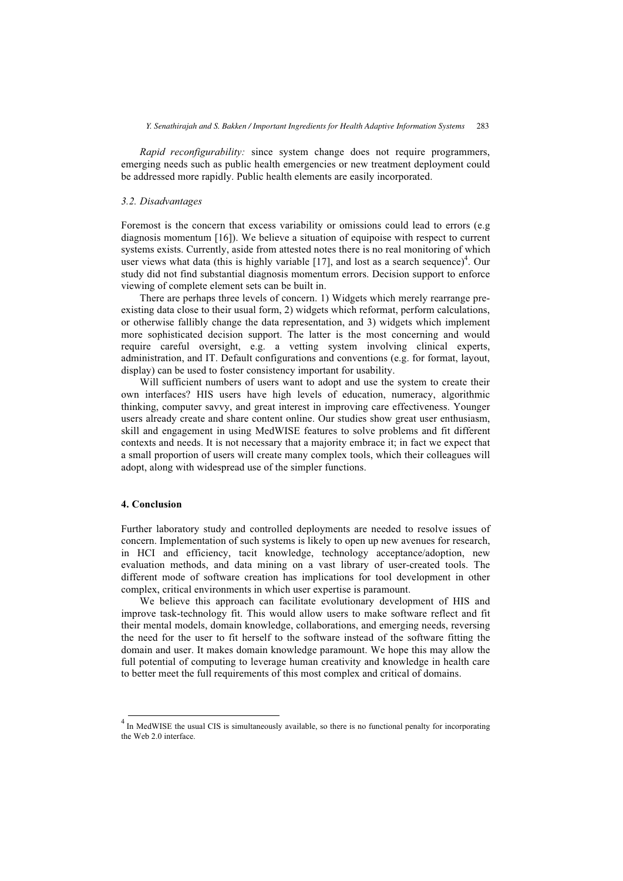*Rapid reconfigurability:* since system change does not require programmers, emerging needs such as public health emergencies or new treatment deployment could be addressed more rapidly. Public health elements are easily incorporated.

### 3.2. Disadvantages

Foremost is the concern that excess variability or omissions could lead to errors (e.g diagnosis momentum [16]). We believe a situation of equipoise with respect to current systems exists. Currently, aside from attested notes there is no real monitoring of which user views what data (this is highly variable [17], and lost as a search sequence)[4]. Our study did not find substantial diagnosis momentum errors. Decision support to enforce viewing of complete element sets can be built in.

There are perhaps three levels of concern. 1) Widgets which merely rearrange pre-existing data close to their usual form, 2) widgets which reformat, perform calculations, or otherwise fallibly change the data representation, and 3) widgets which implement more sophisticated decision support. The latter is the most concerning and would require careful oversight, e.g. a vetting system involving clinical experts, administration, and IT. Default configurations and conventions (e.g. for format, layout, display) can be used to foster consistency important for usability.

Will sufficient numbers of users want to adopt and use the system to create their own interfaces? HIS users have high levels of education, numeracy, algorithmic thinking, computer savvy, and great interest in improving care effectiveness. Younger users already create and share content online. Our studies show great user enthusiasm, skill and engagement in using MedWISE features to solve problems and fit different contexts and needs. It is not necessary that a majority embrace it; in fact we expect that a small proportion of users will create many complex tools, which their colleagues will adopt, along with widespread use of the simpler functions.

## 4. Conclusion

Further laboratory study and controlled deployments are needed to resolve issues of concern. Implementation of such systems is likely to open up new avenues for research, in HCI and efficiency, tacit knowledge, technology acceptance/adoption, new evaluation methods, and data mining on a vast library of user-created tools. The different mode of software creation has implications for tool development in other complex, critical environments in which user expertise is paramount.

We believe this approach can facilitate evolutionary development of HIS and improve task-technology fit. This would allow users to make software reflect and fit their mental models, domain knowledge, collaborations, and emerging needs, reversing the need for the user to fit herself to the software instead of the software fitting the domain and user. It makes domain knowledge paramount. We hope this may allow the full potential of computing to leverage human creativity and knowledge in health care to better meet the full requirements of this most complex and critical of domains.

[4] In MedWISE the usual CIS is simultaneously available, so there is no functional penalty for incorporating the Web 2.0 interface.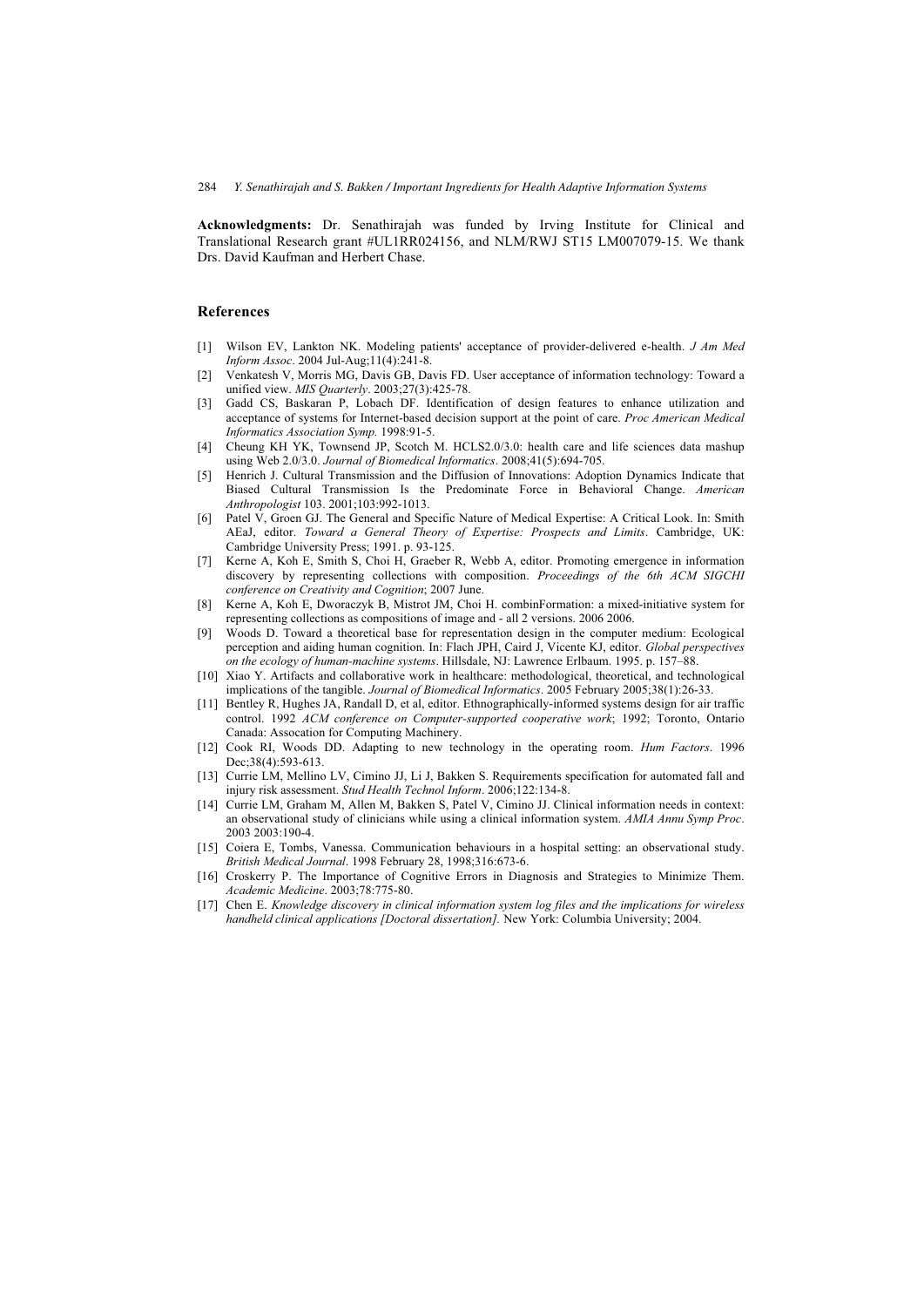**Acknowledgments:** Dr. Senathirajah was funded by Irving Institute for Clinical and Translational Research grant #UL1RR024156, and NLM/RWJ ST15 LM007079-15. We thank Drs. David Kaufman and Herbert Chase.

## References

[1] Wilson EV, Lankton NK. Modeling patients' acceptance of provider-delivered e-health. *J Am Med Inform Assoc*. 2004 Jul-Aug;11(4):241-8.

[2] Venkatesh V, Morris MG, Davis GB, Davis FD. User acceptance of information technology: Toward a unified view. *MIS Quarterly*. 2003;27(3):425-78.

[3] Gadd CS, Baskaran P, Lobach DF. Identification of design features to enhance utilization and acceptance of systems for Internet-based decision support at the point of care. *Proc American Medical Informatics Association Symp.* 1998:91-5.

[4] Cheung KH YK, Townsend JP, Scotch M. HCLS2.0/3.0: health care and life sciences data mashup using Web 2.0/3.0. *Journal of Biomedical Informatics*. 2008;41(5):694-705.

[5] Henrich J. Cultural Transmission and the Diffusion of Innovations: Adoption Dynamics Indicate that Biased Cultural Transmission Is the Predominate Force in Behavioral Change. *American Anthropologist* 103. 2001;103:992-1013.

[6] Patel V, Groen GJ. The General and Specific Nature of Medical Expertise: A Critical Look. In: Smith AEaJ, editor. *Toward a General Theory of Expertise: Prospects and Limits*. Cambridge, UK: Cambridge University Press; 1991. p. 93-125.

[7] Kerne A, Koh E, Smith S, Choi H, Graeber R, Webb A, editor. Promoting emergence in information discovery by representing collections with composition. *Proceedings of the 6th ACM SIGCHI conference on Creativity and Cognition*; 2007 June.

[8] Kerne A, Koh E, Dworaczyk B, Mistrot JM, Choi H. combinFormation: a mixed-initiative system for representing collections as compositions of image and - all 2 versions. 2006 2006.

[9] Woods D. Toward a theoretical base for representation design in the computer medium: Ecological perception and aiding human cognition. In: Flach JPH, Caird J, Vicente KJ, editor. *Global perspectives on the ecology of human-machine systems*. Hillsdale, NJ: Lawrence Erlbaum. 1995. p. 157–88.

[10] Xiao Y. Artifacts and collaborative work in healthcare: methodological, theoretical, and technological implications of the tangible. *Journal of Biomedical Informatics*. 2005 February 2005;38(1):26-33.

[11] Bentley R, Hughes JA, Randall D, et al, editor. Ethnographically-informed systems design for air traffic control. 1992 *ACM conference on Computer-supported cooperative work*; 1992; Toronto, Ontario Canada: Assocation for Computing Machinery.

[12] Cook RI, Woods DD. Adapting to new technology in the operating room. *Hum Factors*. 1996 Dec;38(4):593-613.

[13] Currie LM, Mellino LV, Cimino JJ, Li J, Bakken S. Requirements specification for automated fall and injury risk assessment. *Stud Health Technol Inform*. 2006;122:134-8.

[14] Currie LM, Graham M, Allen M, Bakken S, Patel V, Cimino JJ. Clinical information needs in context: an observational study of clinicians while using a clinical information system. *AMIA Annu Symp Proc*. 2003 2003:190-4.

[15] Coiera E, Tombs, Vanessa. Communication behaviours in a hospital setting: an observational study. *British Medical Journal*. 1998 February 28, 1998;316:673-6.

[16] Croskerry P. The Importance of Cognitive Errors in Diagnosis and Strategies to Minimize Them. *Academic Medicine*. 2003;78:775-80.

[17] Chen E. *Knowledge discovery in clinical information system log files and the implications for wireless handheld clinical applications [Doctoral dissertation].* New York: Columbia University; 2004.